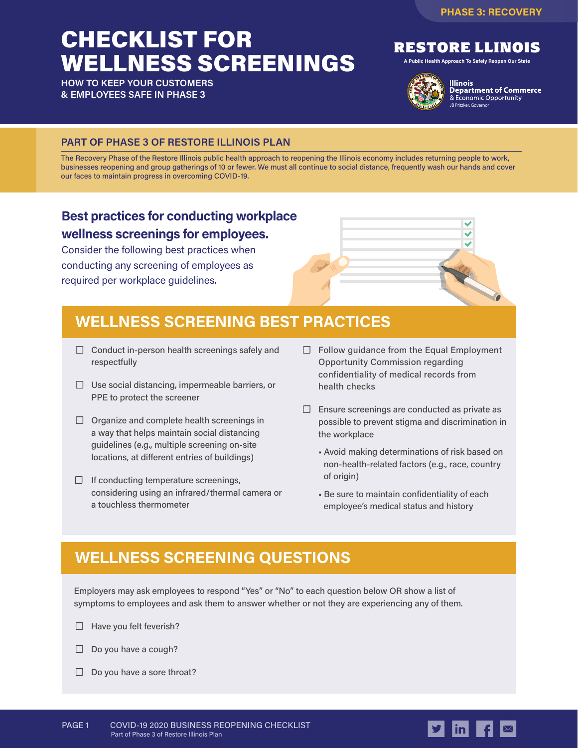PHASE 3: RECOVERY

# CHECKLIST FOR WELLNESS SCREENINGS

**HOW TO KEEP YOUR CUSTOMERS & EMPLOYEES SAFE IN PHASE 3**

RESTORE LLINOIS

A Public Health Approach To Safely Reopen Our State

Illinois Department of Commerce & Economic Opportunity
JB Pritzker, Governor

## PART OF PHASE 3 OF RESTORE ILLINOIS PLAN

The Recovery Phase of the Restore Illinois public health approach to reopening the Illinois economy includes returning people to work, businesses reopening and group gatherings of 10 or fewer. We must all continue to social distance, frequently wash our hands and cover our faces to maintain progress in overcoming COVID-19.

### Best practices for conducting workplace wellness screenings for employees.

Consider the following best practices when conducting any screening of employees as required per workplace guidelines.

## WELLNESS SCREENING BEST PRACTICES

- ☐ Conduct in-person health screenings safely and respectfully
- ☐ Use social distancing, impermeable barriers, or PPE to protect the screener
- ☐ Organize and complete health screenings in a way that helps maintain social distancing guidelines (e.g., multiple screening on-site locations, at different entries of buildings)
- ☐ If conducting temperature screenings, considering using an infrared/thermal camera or a touchless thermometer
- ☐ Follow guidance from the Equal Employment Opportunity Commission regarding confidentiality of medical records from health checks
- ☐ Ensure screenings are conducted as private as possible to prevent stigma and discrimination in the workplace
  - Avoid making determinations of risk based on non-health-related factors (e.g., race, country of origin)
  - Be sure to maintain confidentiality of each employee's medical status and history

## WELLNESS SCREENING QUESTIONS

Employers may ask employees to respond "Yes" or "No" to each question below OR show a list of symptoms to employees and ask them to answer whether or not they are experiencing any of them.

- ☐ Have you felt feverish?
- ☐ Do you have a cough?
- ☐ Do you have a sore throat?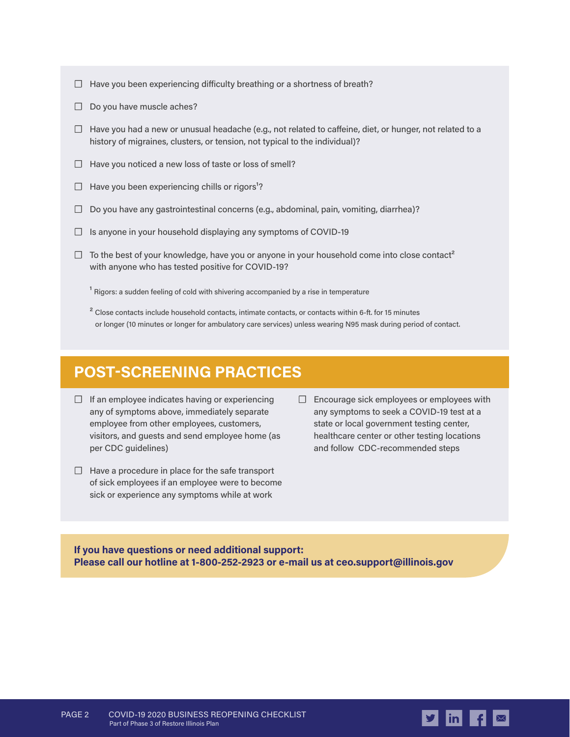- ☐ Have you been experiencing difficulty breathing or a shortness of breath?
- ☐ Do you have muscle aches?
- ☐ Have you had a new or unusual headache (e.g., not related to caffeine, diet, or hunger, not related to a history of migraines, clusters, or tension, not typical to the individual)?
- ☐ Have you noticed a new loss of taste or loss of smell?
- ☐ Have you been experiencing chills or rigors[1]?
- ☐ Do you have any gastrointestinal concerns (e.g., abdominal, pain, vomiting, diarrhea)?
- ☐ Is anyone in your household displaying any symptoms of COVID-19
- ☐ To the best of your knowledge, have you or anyone in your household come into close contact[2] with anyone who has tested positive for COVID-19?

[1] Rigors: a sudden feeling of cold with shivering accompanied by a rise in temperature

[2] Close contacts include household contacts, intimate contacts, or contacts within 6-ft. for 15 minutes or longer (10 minutes or longer for ambulatory care services) unless wearing N95 mask during period of contact.

## POST-SCREENING PRACTICES

- ☐ If an employee indicates having or experiencing any of symptoms above, immediately separate employee from other employees, customers, visitors, and guests and send employee home (as per CDC guidelines)
- ☐ Have a procedure in place for the safe transport of sick employees if an employee were to become sick or experience any symptoms while at work
- ☐ Encourage sick employees or employees with any symptoms to seek a COVID-19 test at a state or local government testing center, healthcare center or other testing locations and follow CDC-recommended steps

**If you have questions or need additional support:**
**Please call our hotline at 1-800-252-2923 or e-mail us at ceo.support@illinois.gov**